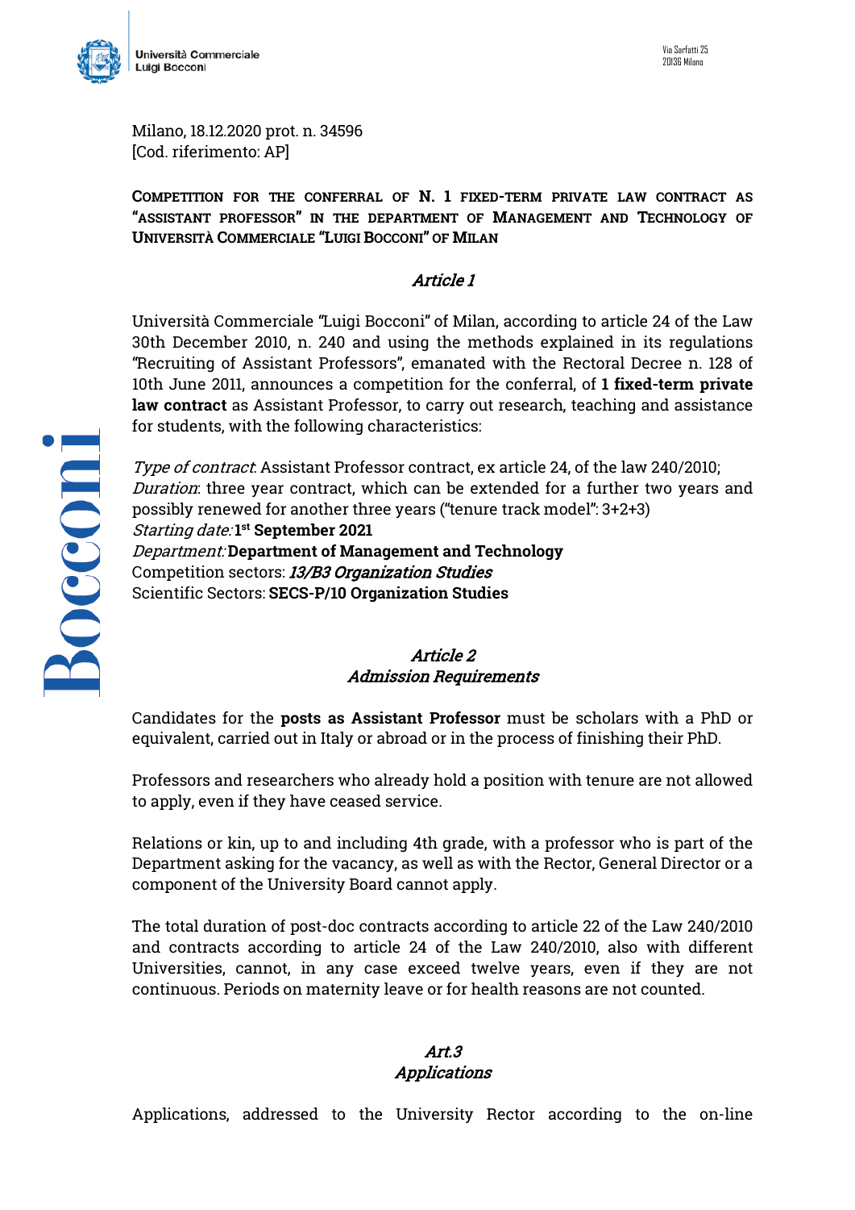Milano, 18.12.2020 prot. n. 34596
[Cod. riferimento: AP]

**COMPETITION FOR THE CONFERRAL OF N. 1 FIXED-TERM PRIVATE LAW CONTRACT AS "ASSISTANT PROFESSOR" IN THE DEPARTMENT OF MANAGEMENT AND TECHNOLOGY OF UNIVERSITÀ COMMERCIALE "LUIGI BOCCONI" OF MILAN**

## *Article 1*

Università Commerciale "Luigi Bocconi" of Milan, according to article 24 of the Law 30th December 2010, n. 240 and using the methods explained in its regulations "Recruiting of Assistant Professors", emanated with the Rectoral Decree n. 128 of 10th June 2011, announces a competition for the conferral, of **1 fixed-term private law contract** as Assistant Professor, to carry out research, teaching and assistance for students, with the following characteristics:

*Type of contract*: Assistant Professor contract, ex article 24, of the law 240/2010;
*Duration*: three year contract, which can be extended for a further two years and possibly renewed for another three years ("tenure track model": 3+2+3)
*Starting date:* **1st September 2021**
*Department:* **Department of Management and Technology**
Competition sectors: ***13/B3 Organization Studies***
Scientific Sectors: **SECS-P/10 Organization Studies**

## *Article 2*
## *Admission Requirements*

Candidates for the **posts as Assistant Professor** must be scholars with a PhD or equivalent, carried out in Italy or abroad or in the process of finishing their PhD.

Professors and researchers who already hold a position with tenure are not allowed to apply, even if they have ceased service.

Relations or kin, up to and including 4th grade, with a professor who is part of the Department asking for the vacancy, as well as with the Rector, General Director or a component of the University Board cannot apply.

The total duration of post-doc contracts according to article 22 of the Law 240/2010 and contracts according to article 24 of the Law 240/2010, also with different Universities, cannot, in any case exceed twelve years, even if they are not continuous. Periods on maternity leave or for health reasons are not counted.

## *Art.3*
## *Applications*

Applications, addressed to the University Rector according to the on-line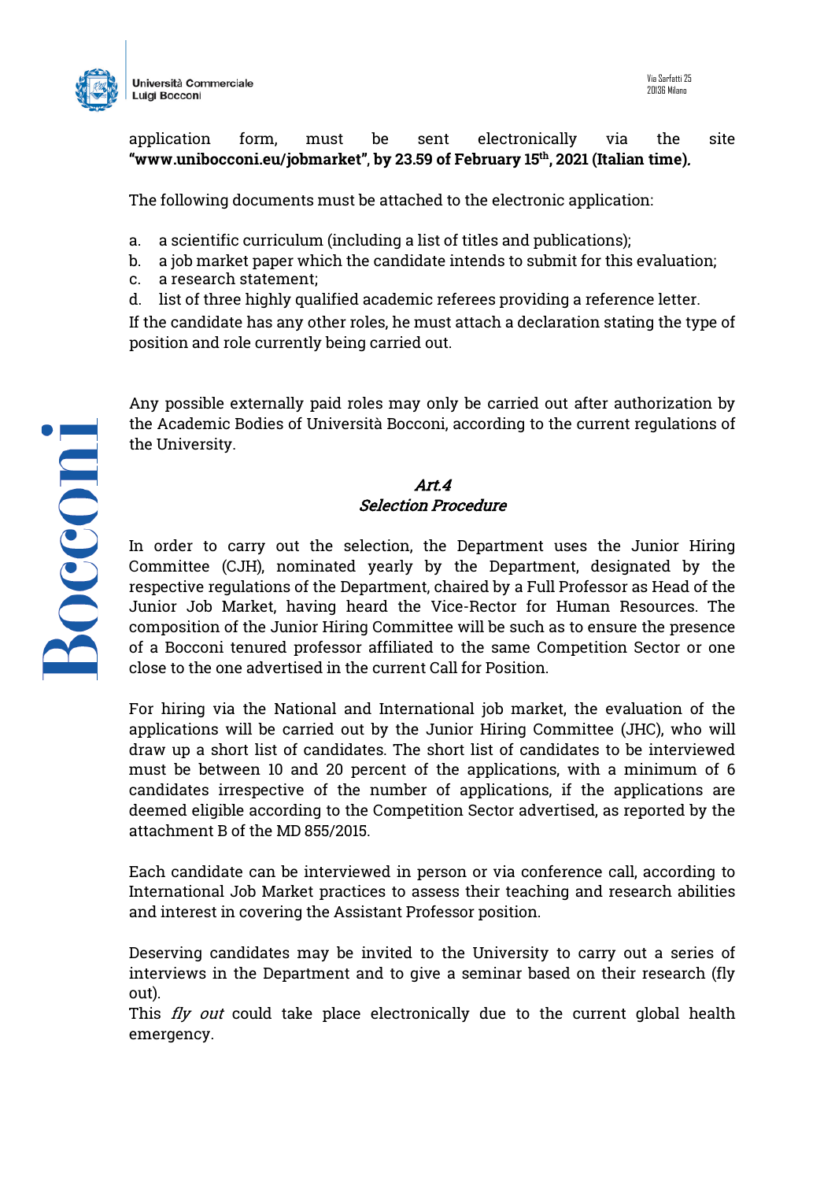application form, must be sent electronically via the site **"www.unibocconi.eu/jobmarket", by 23.59 of February 15th, 2021 (Italian time)**.

The following documents must be attached to the electronic application:

a. a scientific curriculum (including a list of titles and publications);
b. a job market paper which the candidate intends to submit for this evaluation;
c. a research statement;
d. list of three highly qualified academic referees providing a reference letter.

If the candidate has any other roles, he must attach a declaration stating the type of position and role currently being carried out.

Any possible externally paid roles may only be carried out after authorization by the Academic Bodies of Università Bocconi, according to the current regulations of the University.

### *Art.4*
### *Selection Procedure*

In order to carry out the selection, the Department uses the Junior Hiring Committee (CJH), nominated yearly by the Department, designated by the respective regulations of the Department, chaired by a Full Professor as Head of the Junior Job Market, having heard the Vice-Rector for Human Resources. The composition of the Junior Hiring Committee will be such as to ensure the presence of a Bocconi tenured professor affiliated to the same Competition Sector or one close to the one advertised in the current Call for Position.

For hiring via the National and International job market, the evaluation of the applications will be carried out by the Junior Hiring Committee (JHC), who will draw up a short list of candidates. The short list of candidates to be interviewed must be between 10 and 20 percent of the applications, with a minimum of 6 candidates irrespective of the number of applications, if the applications are deemed eligible according to the Competition Sector advertised, as reported by the attachment B of the MD 855/2015.

Each candidate can be interviewed in person or via conference call, according to International Job Market practices to assess their teaching and research abilities and interest in covering the Assistant Professor position.

Deserving candidates may be invited to the University to carry out a series of interviews in the Department and to give a seminar based on their research (fly out).
This *fly out* could take place electronically due to the current global health emergency.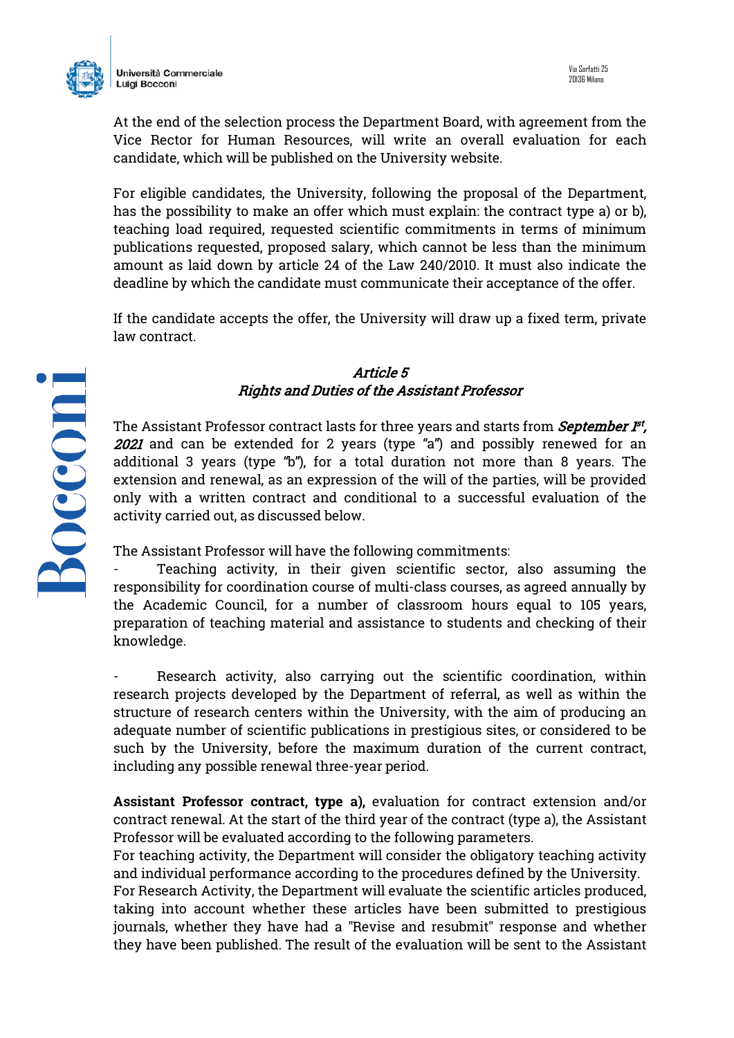At the end of the selection process the Department Board, with agreement from the Vice Rector for Human Resources, will write an overall evaluation for each candidate, which will be published on the University website.

For eligible candidates, the University, following the proposal of the Department, has the possibility to make an offer which must explain: the contract type a) or b), teaching load required, requested scientific commitments in terms of minimum publications requested, proposed salary, which cannot be less than the minimum amount as laid down by article 24 of the Law 240/2010. It must also indicate the deadline by which the candidate must communicate their acceptance of the offer.

If the candidate accepts the offer, the University will draw up a fixed term, private law contract.

### *Article 5*
### *Rights and Duties of the Assistant Professor*

The Assistant Professor contract lasts for three years and starts from ***September 1st, 2021*** and can be extended for 2 years (type "a") and possibly renewed for an additional 3 years (type "b"), for a total duration not more than 8 years. The extension and renewal, as an expression of the will of the parties, will be provided only with a written contract and conditional to a successful evaluation of the activity carried out, as discussed below.

The Assistant Professor will have the following commitments:

- Teaching activity, in their given scientific sector, also assuming the responsibility for coordination course of multi-class courses, as agreed annually by the Academic Council, for a number of classroom hours equal to 105 years, preparation of teaching material and assistance to students and checking of their knowledge.

- Research activity, also carrying out the scientific coordination, within research projects developed by the Department of referral, as well as within the structure of research centers within the University, with the aim of producing an adequate number of scientific publications in prestigious sites, or considered to be such by the University, before the maximum duration of the current contract, including any possible renewal three-year period.

**Assistant Professor contract, type a),** evaluation for contract extension and/or contract renewal. At the start of the third year of the contract (type a), the Assistant Professor will be evaluated according to the following parameters.
For teaching activity, the Department will consider the obligatory teaching activity and individual performance according to the procedures defined by the University.
For Research Activity, the Department will evaluate the scientific articles produced, taking into account whether these articles have been submitted to prestigious journals, whether they have had a "Revise and resubmit" response and whether they have been published. The result of the evaluation will be sent to the Assistant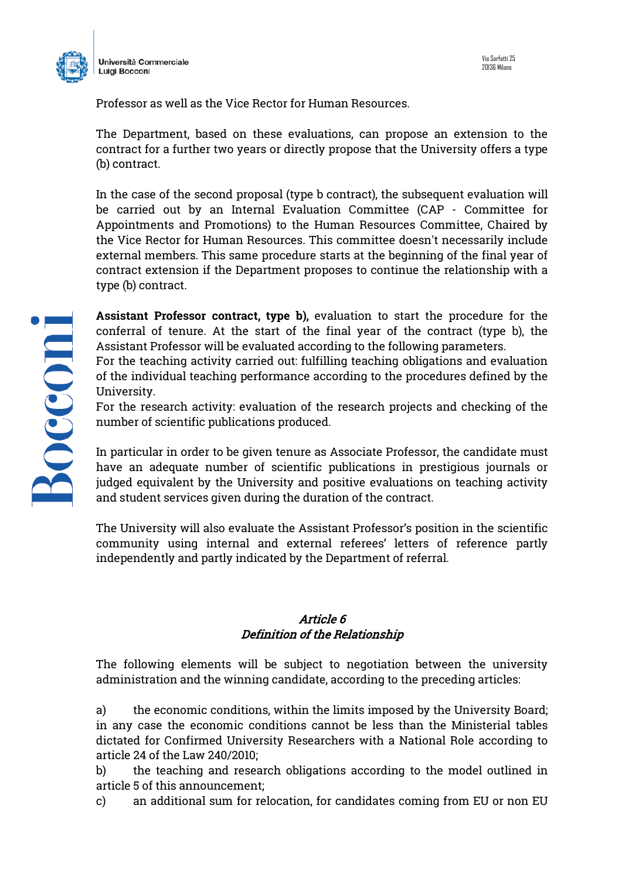Professor as well as the Vice Rector for Human Resources.

The Department, based on these evaluations, can propose an extension to the contract for a further two years or directly propose that the University offers a type (b) contract.

In the case of the second proposal (type b contract), the subsequent evaluation will be carried out by an Internal Evaluation Committee (CAP - Committee for Appointments and Promotions) to the Human Resources Committee, Chaired by the Vice Rector for Human Resources. This committee doesn't necessarily include external members. This same procedure starts at the beginning of the final year of contract extension if the Department proposes to continue the relationship with a type (b) contract.

**Assistant Professor contract, type b),** evaluation to start the procedure for the conferral of tenure. At the start of the final year of the contract (type b), the Assistant Professor will be evaluated according to the following parameters.
For the teaching activity carried out: fulfilling teaching obligations and evaluation of the individual teaching performance according to the procedures defined by the University.
For the research activity: evaluation of the research projects and checking of the number of scientific publications produced.

In particular in order to be given tenure as Associate Professor, the candidate must have an adequate number of scientific publications in prestigious journals or judged equivalent by the University and positive evaluations on teaching activity and student services given during the duration of the contract.

The University will also evaluate the Assistant Professor's position in the scientific community using internal and external referees' letters of reference partly independently and partly indicated by the Department of referral.

## *Article 6*
## *Definition of the Relationship*

The following elements will be subject to negotiation between the university administration and the winning candidate, according to the preceding articles:

a) the economic conditions, within the limits imposed by the University Board; in any case the economic conditions cannot be less than the Ministerial tables dictated for Confirmed University Researchers with a National Role according to article 24 of the Law 240/2010;
b) the teaching and research obligations according to the model outlined in article 5 of this announcement;
c) an additional sum for relocation, for candidates coming from EU or non EU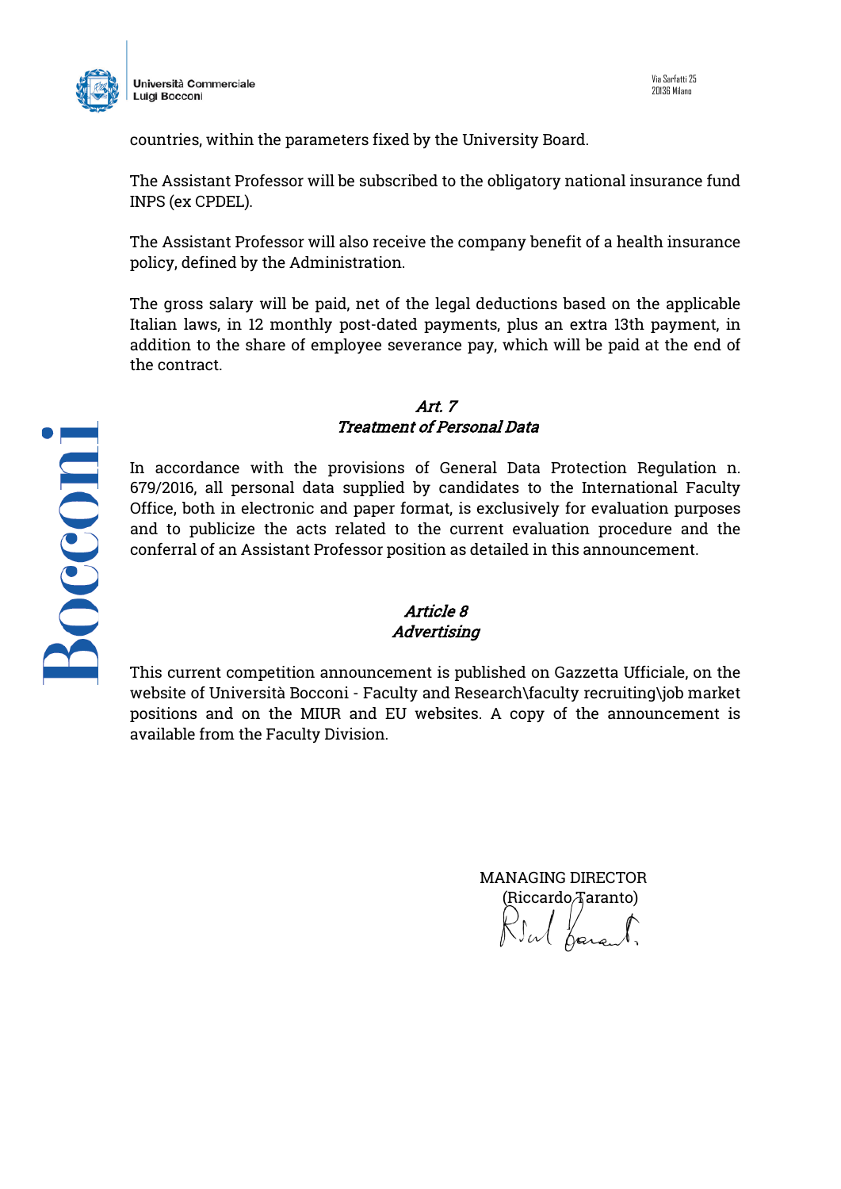countries, within the parameters fixed by the University Board.

The Assistant Professor will be subscribed to the obligatory national insurance fund INPS (ex CPDEL).

The Assistant Professor will also receive the company benefit of a health insurance policy, defined by the Administration.

The gross salary will be paid, net of the legal deductions based on the applicable Italian laws, in 12 monthly post-dated payments, plus an extra 13th payment, in addition to the share of employee severance pay, which will be paid at the end of the contract.

### *Art. 7*
### *Treatment of Personal Data*

In accordance with the provisions of General Data Protection Regulation n. 679/2016, all personal data supplied by candidates to the International Faculty Office, both in electronic and paper format, is exclusively for evaluation purposes and to publicize the acts related to the current evaluation procedure and the conferral of an Assistant Professor position as detailed in this announcement.

### *Article 8*
### *Advertising*

This current competition announcement is published on Gazzetta Ufficiale, on the website of Università Bocconi - Faculty and Research\faculty recruiting\job market positions and on the MIUR and EU websites. A copy of the announcement is available from the Faculty Division.

MANAGING DIRECTOR
(Riccardo Taranto)